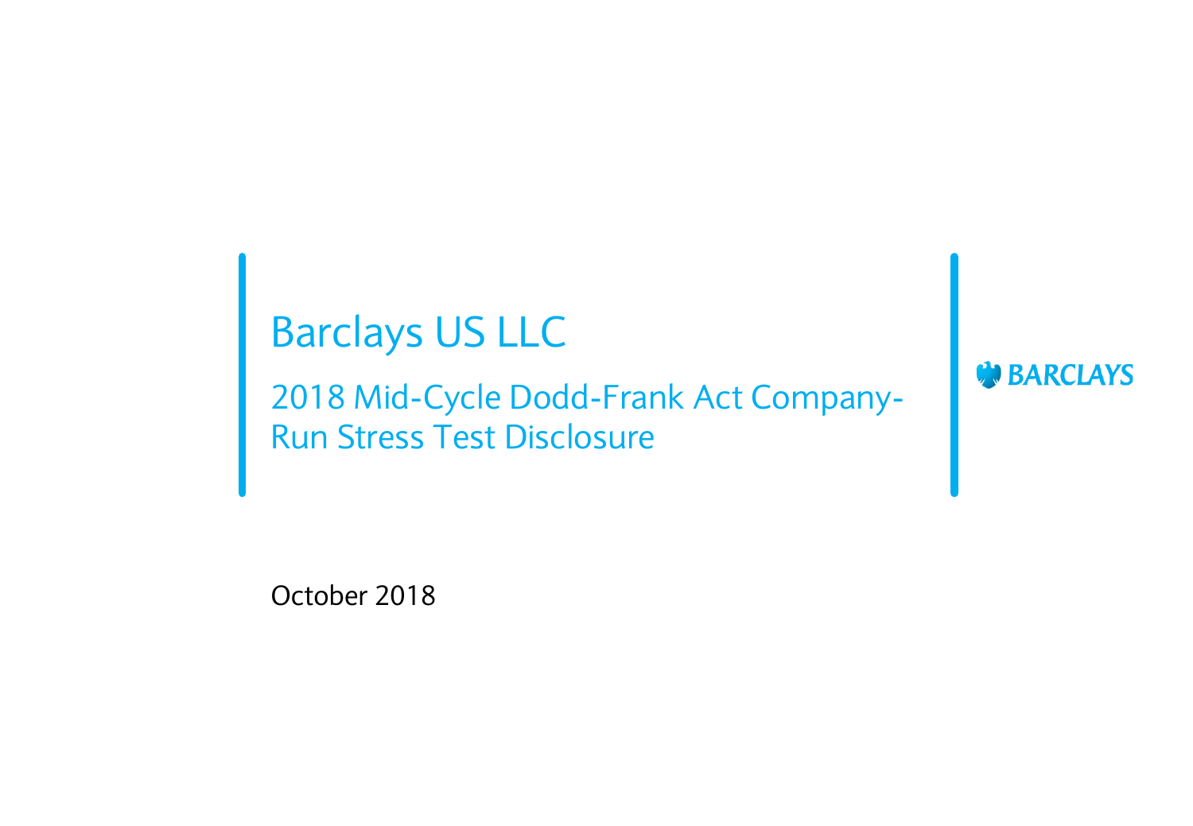# Barclays US LLC

## 2018 Mid-Cycle Dodd-Frank Act Company-Run Stress Test Disclosure

BARCLAYS

October 2018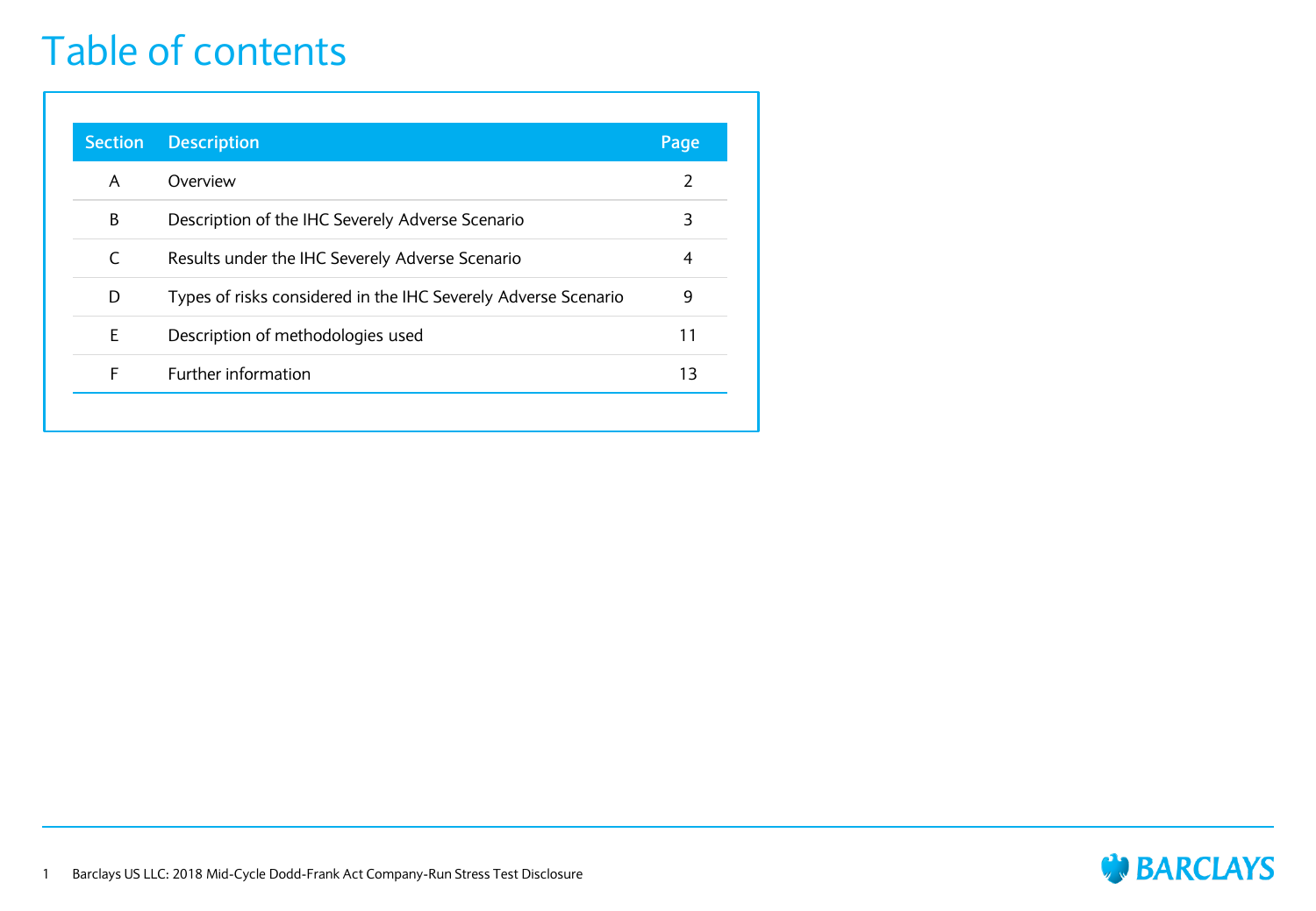# Table of contents

| Section | Description | Page |
|---|---|---|
| A | Overview | 2 |
| B | Description of the IHC Severely Adverse Scenario | 3 |
| C | Results under the IHC Severely Adverse Scenario | 4 |
| D | Types of risks considered in the IHC Severely Adverse Scenario | 9 |
| E | Description of methodologies used | 11 |
| F | Further information | 13 |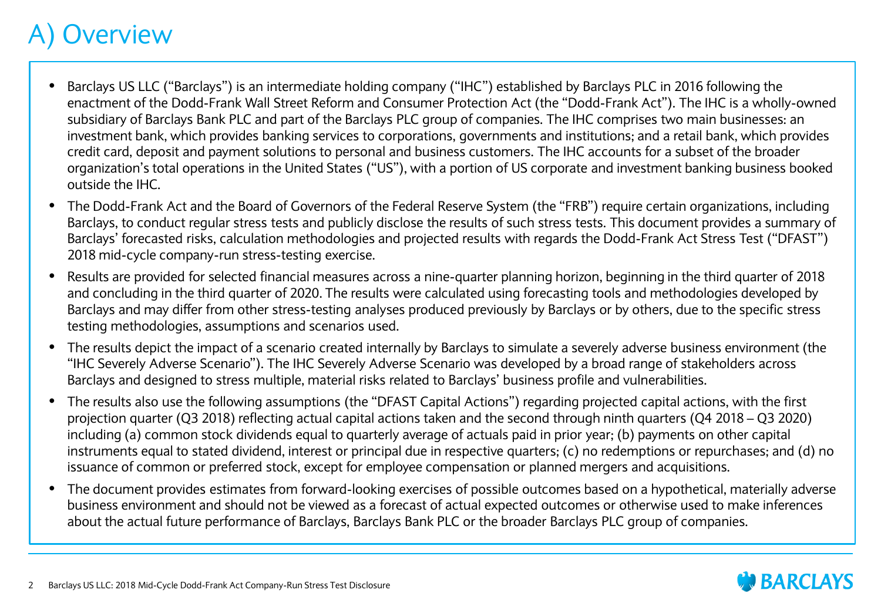# A) Overview

- Barclays US LLC ("Barclays") is an intermediate holding company ("IHC") established by Barclays PLC in 2016 following the enactment of the Dodd-Frank Wall Street Reform and Consumer Protection Act (the "Dodd-Frank Act"). The IHC is a wholly-owned subsidiary of Barclays Bank PLC and part of the Barclays PLC group of companies. The IHC comprises two main businesses: an investment bank, which provides banking services to corporations, governments and institutions; and a retail bank, which provides credit card, deposit and payment solutions to personal and business customers. The IHC accounts for a subset of the broader organization's total operations in the United States ("US"), with a portion of US corporate and investment banking business booked outside the IHC.
- The Dodd-Frank Act and the Board of Governors of the Federal Reserve System (the "FRB") require certain organizations, including Barclays, to conduct regular stress tests and publicly disclose the results of such stress tests. This document provides a summary of Barclays' forecasted risks, calculation methodologies and projected results with regards the Dodd-Frank Act Stress Test ("DFAST") 2018 mid-cycle company-run stress-testing exercise.
- Results are provided for selected financial measures across a nine-quarter planning horizon, beginning in the third quarter of 2018 and concluding in the third quarter of 2020. The results were calculated using forecasting tools and methodologies developed by Barclays and may differ from other stress-testing analyses produced previously by Barclays or by others, due to the specific stress testing methodologies, assumptions and scenarios used.
- The results depict the impact of a scenario created internally by Barclays to simulate a severely adverse business environment (the "IHC Severely Adverse Scenario"). The IHC Severely Adverse Scenario was developed by a broad range of stakeholders across Barclays and designed to stress multiple, material risks related to Barclays' business profile and vulnerabilities.
- The results also use the following assumptions (the "DFAST Capital Actions") regarding projected capital actions, with the first projection quarter (Q3 2018) reflecting actual capital actions taken and the second through ninth quarters (Q4 2018 – Q3 2020) including (a) common stock dividends equal to quarterly average of actuals paid in prior year; (b) payments on other capital instruments equal to stated dividend, interest or principal due in respective quarters; (c) no redemptions or repurchases; and (d) no issuance of common or preferred stock, except for employee compensation or planned mergers and acquisitions.
- The document provides estimates from forward-looking exercises of possible outcomes based on a hypothetical, materially adverse business environment and should not be viewed as a forecast of actual expected outcomes or otherwise used to make inferences about the actual future performance of Barclays, Barclays Bank PLC or the broader Barclays PLC group of companies.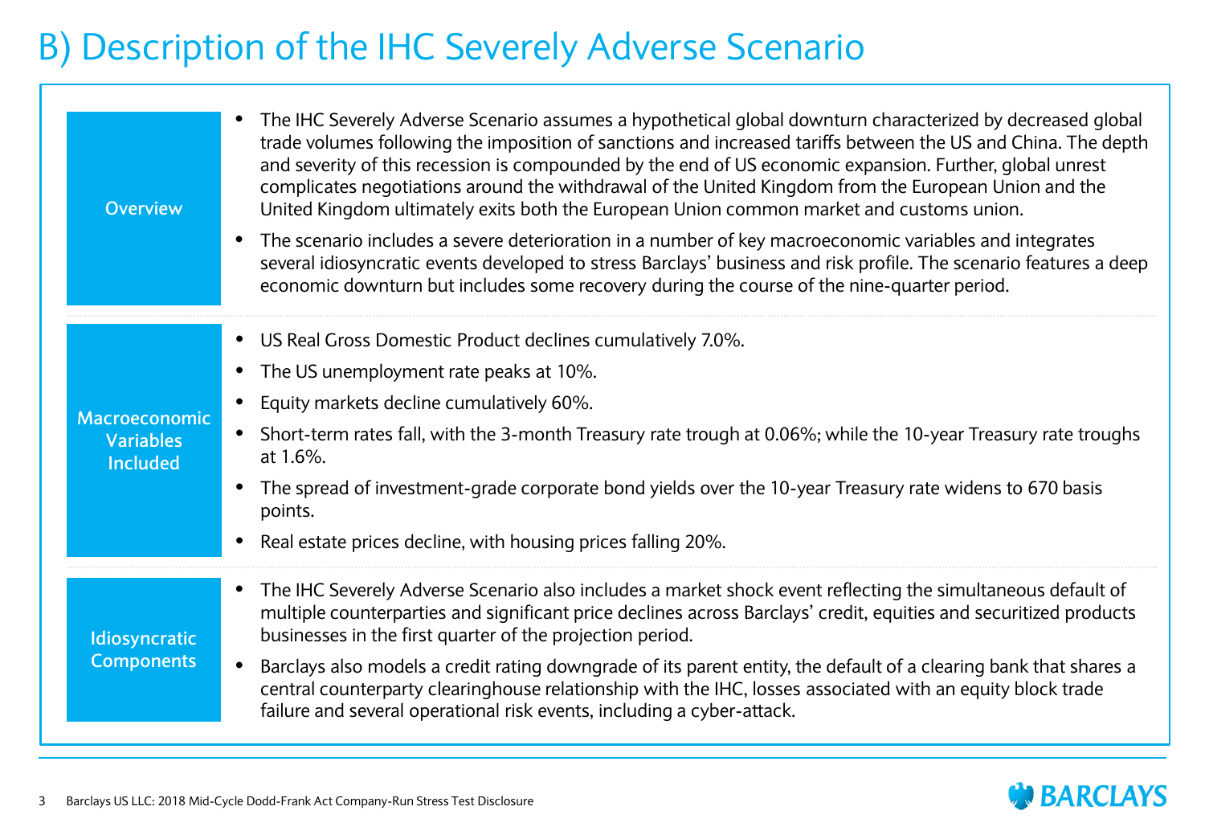# B) Description of the IHC Severely Adverse Scenario

| | |
|---|---|
| **Overview** | • The IHC Severely Adverse Scenario assumes a hypothetical global downturn characterized by decreased global trade volumes following the imposition of sanctions and increased tariffs between the US and China. The depth and severity of this recession is compounded by the end of US economic expansion. Further, global unrest complicates negotiations around the withdrawal of the United Kingdom from the European Union and the United Kingdom ultimately exits both the European Union common market and customs union.<br>• The scenario includes a severe deterioration in a number of key macroeconomic variables and integrates several idiosyncratic events developed to stress Barclays' business and risk profile. The scenario features a deep economic downturn but includes some recovery during the course of the nine-quarter period. |
| **Macroeconomic Variables Included** | • US Real Gross Domestic Product declines cumulatively 7.0%.<br>• The US unemployment rate peaks at 10%.<br>• Equity markets decline cumulatively 60%.<br>• Short-term rates fall, with the 3-month Treasury rate trough at 0.06%; while the 10-year Treasury rate troughs at 1.6%.<br>• The spread of investment-grade corporate bond yields over the 10-year Treasury rate widens to 670 basis points.<br>• Real estate prices decline, with housing prices falling 20%. |
| **Idiosyncratic Components** | • The IHC Severely Adverse Scenario also includes a market shock event reflecting the simultaneous default of multiple counterparties and significant price declines across Barclays' credit, equities and securitized products businesses in the first quarter of the projection period.<br>• Barclays also models a credit rating downgrade of its parent entity, the default of a clearing bank that shares a central counterparty clearinghouse relationship with the IHC, losses associated with an equity block trade failure and several operational risk events, including a cyber-attack. |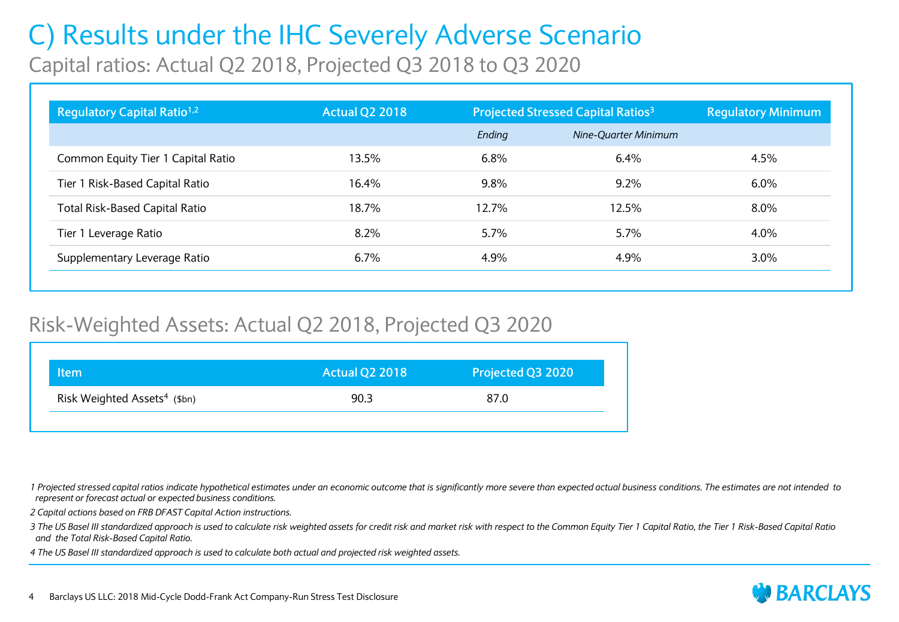# C) Results under the IHC Severely Adverse Scenario

## Capital ratios: Actual Q2 2018, Projected Q3 2018 to Q3 2020

| Regulatory Capital Ratio[1,2] | Actual Q2 2018 | Projected Stressed Capital Ratios[3] | | Regulatory Minimum |
|---|---|---|---|---|
| | | *Ending* | *Nine-Quarter Minimum* | |
| Common Equity Tier 1 Capital Ratio | 13.5% | 6.8% | 6.4% | 4.5% |
| Tier 1 Risk-Based Capital Ratio | 16.4% | 9.8% | 9.2% | 6.0% |
| Total Risk-Based Capital Ratio | 18.7% | 12.7% | 12.5% | 8.0% |
| Tier 1 Leverage Ratio | 8.2% | 5.7% | 5.7% | 4.0% |
| Supplementary Leverage Ratio | 6.7% | 4.9% | 4.9% | 3.0% |

## Risk-Weighted Assets: Actual Q2 2018, Projected Q3 2020

| Item | Actual Q2 2018 | Projected Q3 2020 |
|---|---|---|
| Risk Weighted Assets[4] ($bn) | 90.3 | 87.0 |

*1 Projected stressed capital ratios indicate hypothetical estimates under an economic outcome that is significantly more severe than expected actual business conditions. The estimates are not intended to represent or forecast actual or expected business conditions.*

*2 Capital actions based on FRB DFAST Capital Action instructions.*

*3 The US Basel III standardized approach is used to calculate risk weighted assets for credit risk and market risk with respect to the Common Equity Tier 1 Capital Ratio, the Tier 1 Risk-Based Capital Ratio and the Total Risk-Based Capital Ratio.*

*4 The US Basel III standardized approach is used to calculate both actual and projected risk weighted assets.*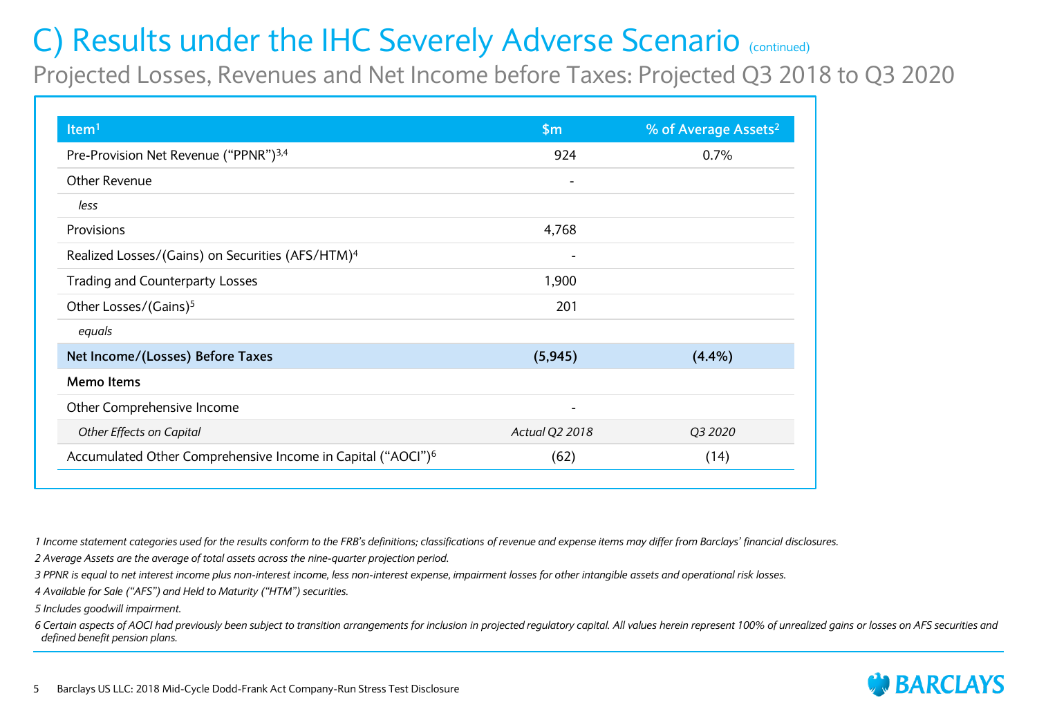# C) Results under the IHC Severely Adverse Scenario (continued)

## Projected Losses, Revenues and Net Income before Taxes: Projected Q3 2018 to Q3 2020

| Item[1] | $m | % of Average Assets[2] |
|---|---|---|
| Pre-Provision Net Revenue ("PPNR")[3,4] | 924 | 0.7% |
| Other Revenue | - | |
| *less* | | |
| Provisions | 4,768 | |
| Realized Losses/(Gains) on Securities (AFS/HTM)[4] | - | |
| Trading and Counterparty Losses | 1,900 | |
| Other Losses/(Gains)[5] | 201 | |
| *equals* | | |
| **Net Income/(Losses) Before Taxes** | **(5,945)** | **(4.4%)** |
| **Memo Items** | | |
| Other Comprehensive Income | - | |
| *Other Effects on Capital* | *Actual Q2 2018* | *Q3 2020* |
| Accumulated Other Comprehensive Income in Capital ("AOCI")[6] | (62) | (14) |

*1 Income statement categories used for the results conform to the FRB's definitions; classifications of revenue and expense items may differ from Barclays' financial disclosures.*

*2 Average Assets are the average of total assets across the nine-quarter projection period.*

*3 PPNR is equal to net interest income plus non-interest income, less non-interest expense, impairment losses for other intangible assets and operational risk losses.*

*4 Available for Sale ("AFS") and Held to Maturity ("HTM") securities.*

*5 Includes goodwill impairment.*

*6 Certain aspects of AOCI had previously been subject to transition arrangements for inclusion in projected regulatory capital. All values herein represent 100% of unrealized gains or losses on AFS securities and defined benefit pension plans.*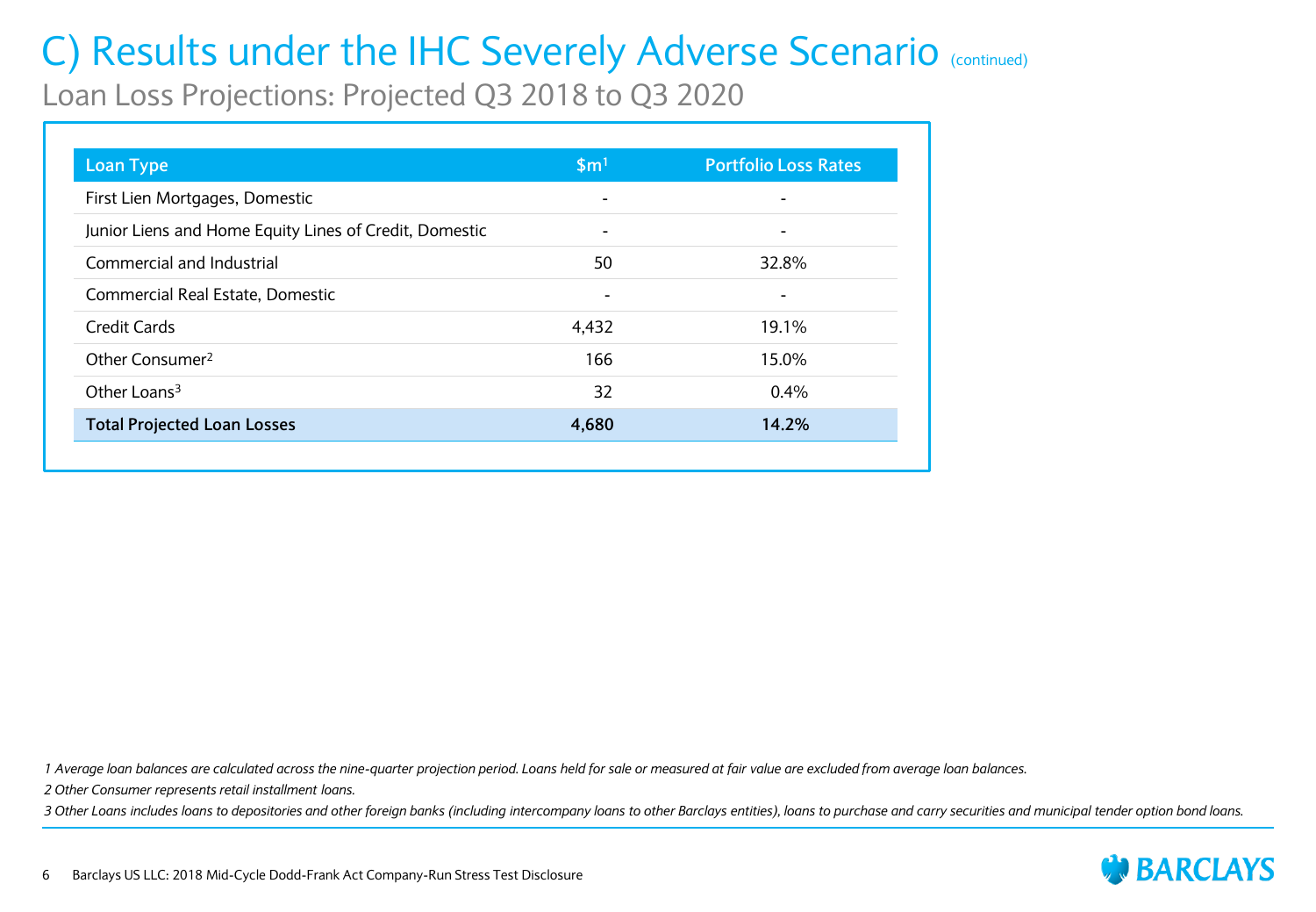# C) Results under the IHC Severely Adverse Scenario (continued)

## Loan Loss Projections: Projected Q3 2018 to Q3 2020

| Loan Type | $m[1] | Portfolio Loss Rates |
|---|---|---|
| First Lien Mortgages, Domestic | - | - |
| Junior Liens and Home Equity Lines of Credit, Domestic | - | - |
| Commercial and Industrial | 50 | 32.8% |
| Commercial Real Estate, Domestic | - | - |
| Credit Cards | 4,432 | 19.1% |
| Other Consumer[2] | 166 | 15.0% |
| Other Loans[3] | 32 | 0.4% |
| **Total Projected Loan Losses** | **4,680** | **14.2%** |

*1 Average loan balances are calculated across the nine-quarter projection period. Loans held for sale or measured at fair value are excluded from average loan balances.*

*2 Other Consumer represents retail installment loans.*

*3 Other Loans includes loans to depositories and other foreign banks (including intercompany loans to other Barclays entities), loans to purchase and carry securities and municipal tender option bond loans.*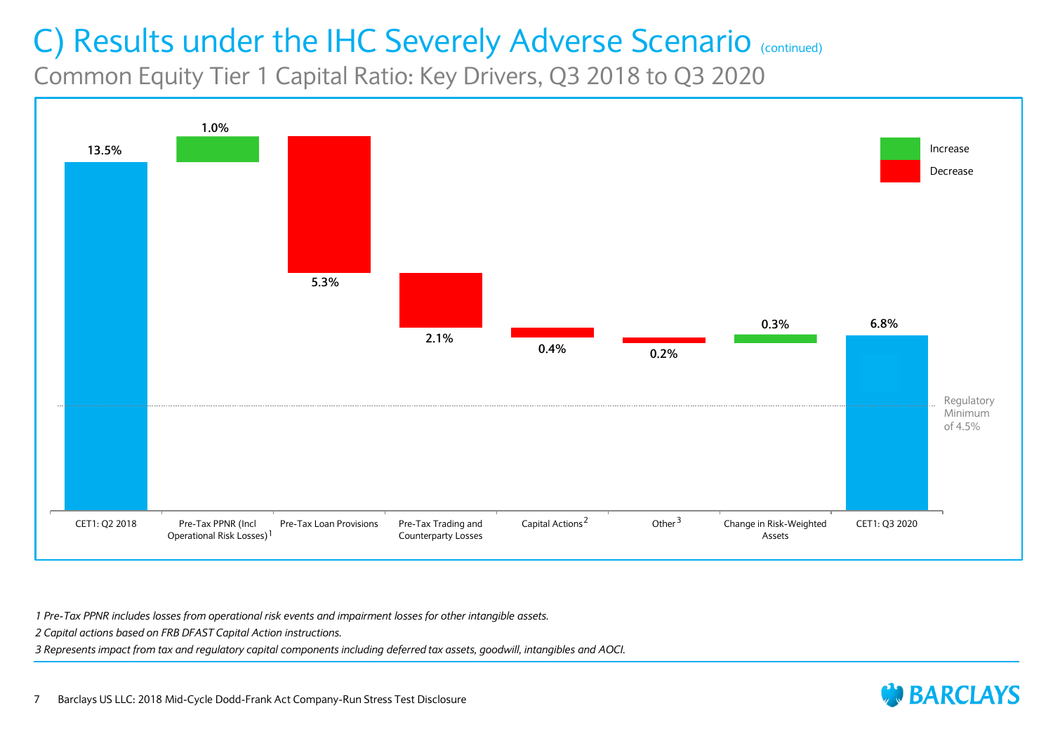# C) Results under the IHC Severely Adverse Scenario (continued)

## Common Equity Tier 1 Capital Ratio: Key Drivers, Q3 2018 to Q3 2020

| Driver | Value | Direction |
|---|---|---|
| CET1: Q2 2018 | 13.5% | |
| Pre-Tax PPNR (Incl Operational Risk Losses)[1] | 1.0% | Increase |
| Pre-Tax Loan Provisions | 5.3% | Decrease |
| Pre-Tax Trading and Counterparty Losses | 2.1% | Decrease |
| Capital Actions[2] | 0.4% | Decrease |
| Other[3] | 0.2% | Decrease |
| Change in Risk-Weighted Assets | 0.3% | Increase |
| CET1: Q3 2020 | 6.8% | |

Regulatory Minimum of 4.5%

*1 Pre-Tax PPNR includes losses from operational risk events and impairment losses for other intangible assets.*

*2 Capital actions based on FRB DFAST Capital Action instructions.*

*3 Represents impact from tax and regulatory capital components including deferred tax assets, goodwill, intangibles and AOCI.*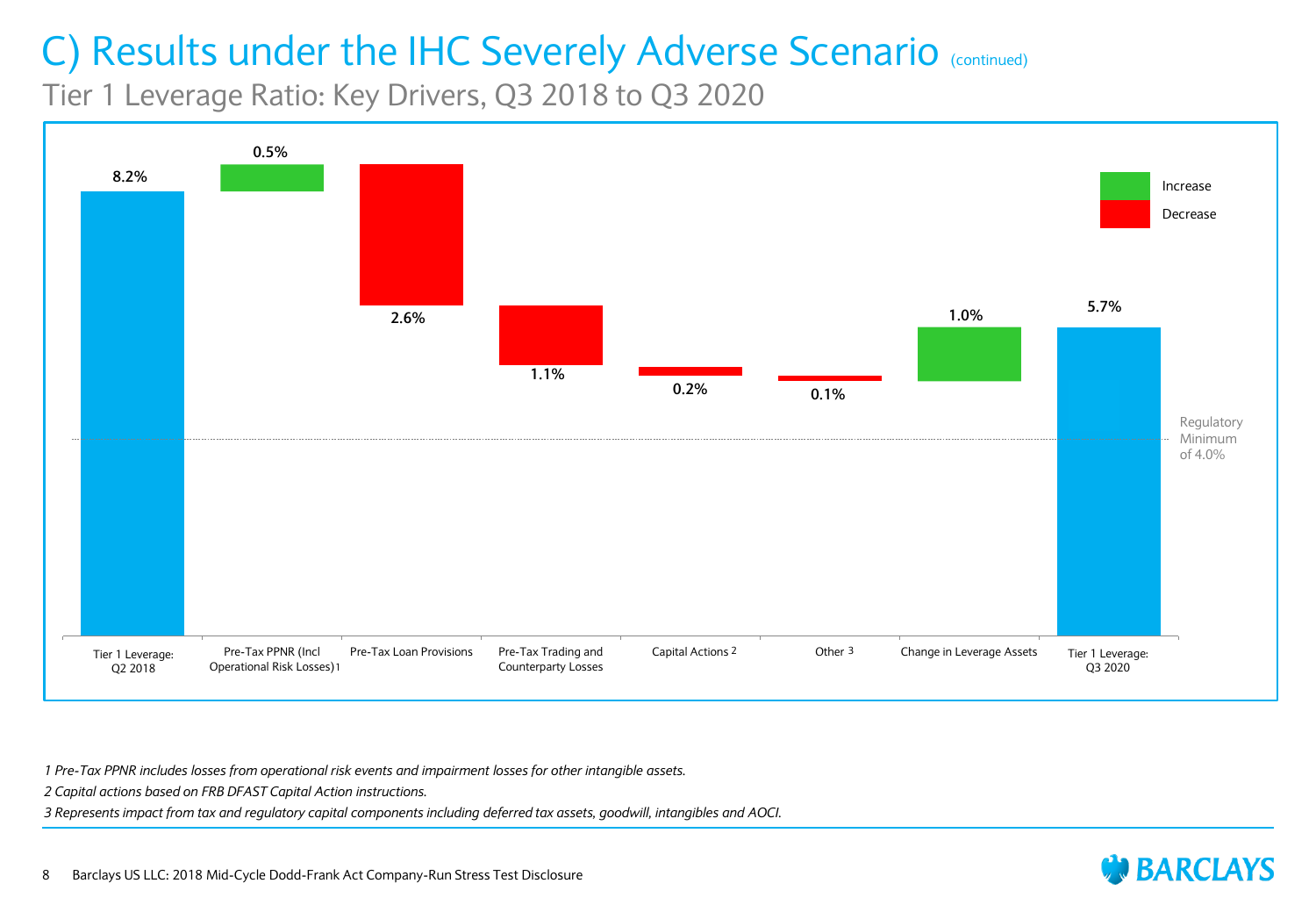# C) Results under the IHC Severely Adverse Scenario (continued)

## Tier 1 Leverage Ratio: Key Drivers, Q3 2018 to Q3 2020

| Driver | Value | Direction |
|---|---|---|
| Tier 1 Leverage: Q2 2018 | 8.2% | |
| Pre-Tax PPNR (Incl Operational Risk Losses)[1] | 0.5% | Increase |
| Pre-Tax Loan Provisions | 2.6% | Decrease |
| Pre-Tax Trading and Counterparty Losses | 1.1% | Decrease |
| Capital Actions[2] | 0.2% | Decrease |
| Other[3] | 0.1% | Decrease |
| Change in Leverage Assets | 1.0% | Increase |
| Tier 1 Leverage: Q3 2020 | 5.7% | |

Regulatory Minimum of 4.0%

*1 Pre-Tax PPNR includes losses from operational risk events and impairment losses for other intangible assets.*

*2 Capital actions based on FRB DFAST Capital Action instructions.*

*3 Represents impact from tax and regulatory capital components including deferred tax assets, goodwill, intangibles and AOCI.*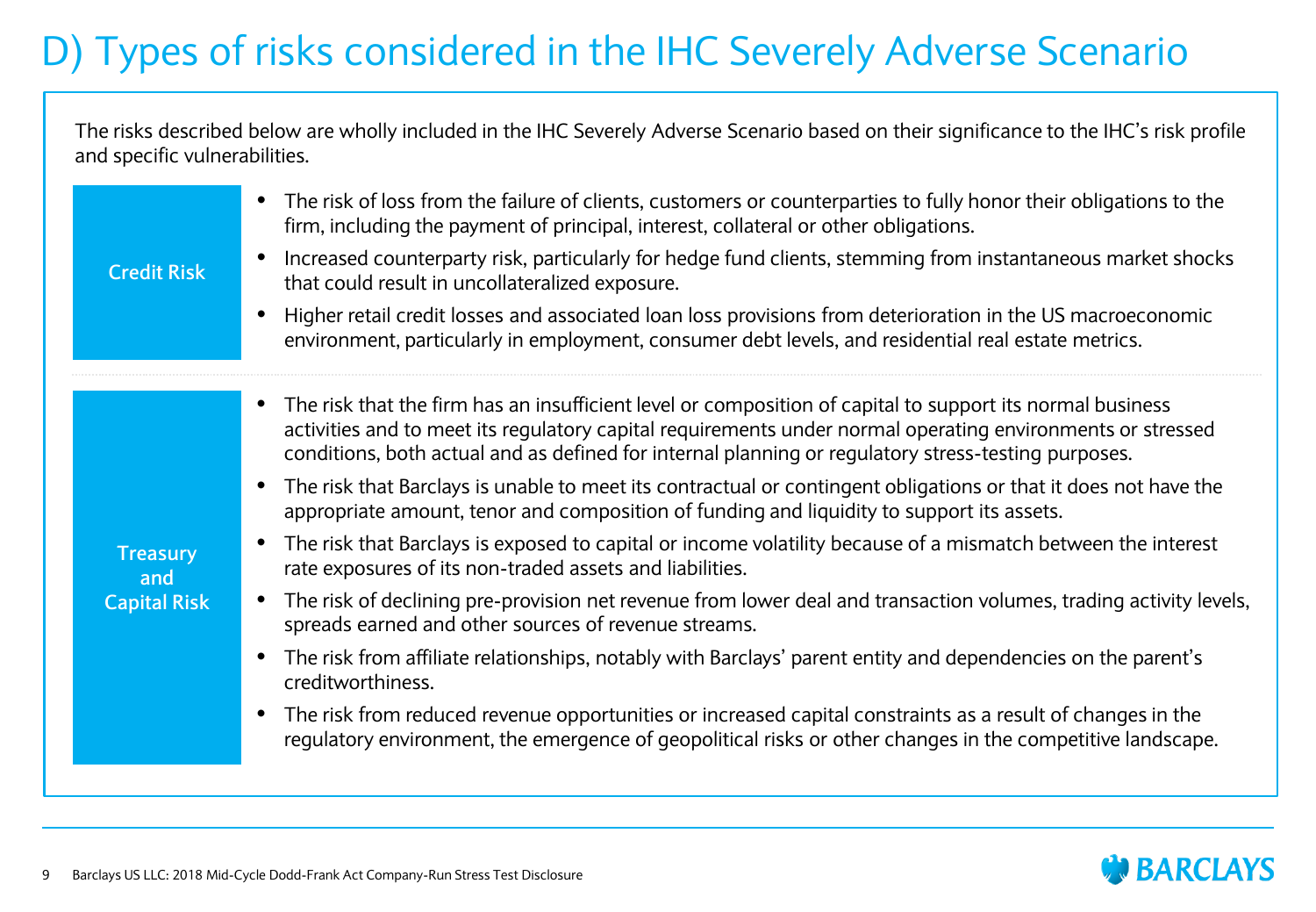# D) Types of risks considered in the IHC Severely Adverse Scenario

The risks described below are wholly included in the IHC Severely Adverse Scenario based on their significance to the IHC's risk profile and specific vulnerabilities.

**Credit Risk**

- The risk of loss from the failure of clients, customers or counterparties to fully honor their obligations to the firm, including the payment of principal, interest, collateral or other obligations.
- Increased counterparty risk, particularly for hedge fund clients, stemming from instantaneous market shocks that could result in uncollateralized exposure.
- Higher retail credit losses and associated loan loss provisions from deterioration in the US macroeconomic environment, particularly in employment, consumer debt levels, and residential real estate metrics.

**Treasury and Capital Risk**

- The risk that the firm has an insufficient level or composition of capital to support its normal business activities and to meet its regulatory capital requirements under normal operating environments or stressed conditions, both actual and as defined for internal planning or regulatory stress-testing purposes.
- The risk that Barclays is unable to meet its contractual or contingent obligations or that it does not have the appropriate amount, tenor and composition of funding and liquidity to support its assets.
- The risk that Barclays is exposed to capital or income volatility because of a mismatch between the interest rate exposures of its non-traded assets and liabilities.
- The risk of declining pre-provision net revenue from lower deal and transaction volumes, trading activity levels, spreads earned and other sources of revenue streams.
- The risk from affiliate relationships, notably with Barclays' parent entity and dependencies on the parent's creditworthiness.
- The risk from reduced revenue opportunities or increased capital constraints as a result of changes in the regulatory environment, the emergence of geopolitical risks or other changes in the competitive landscape.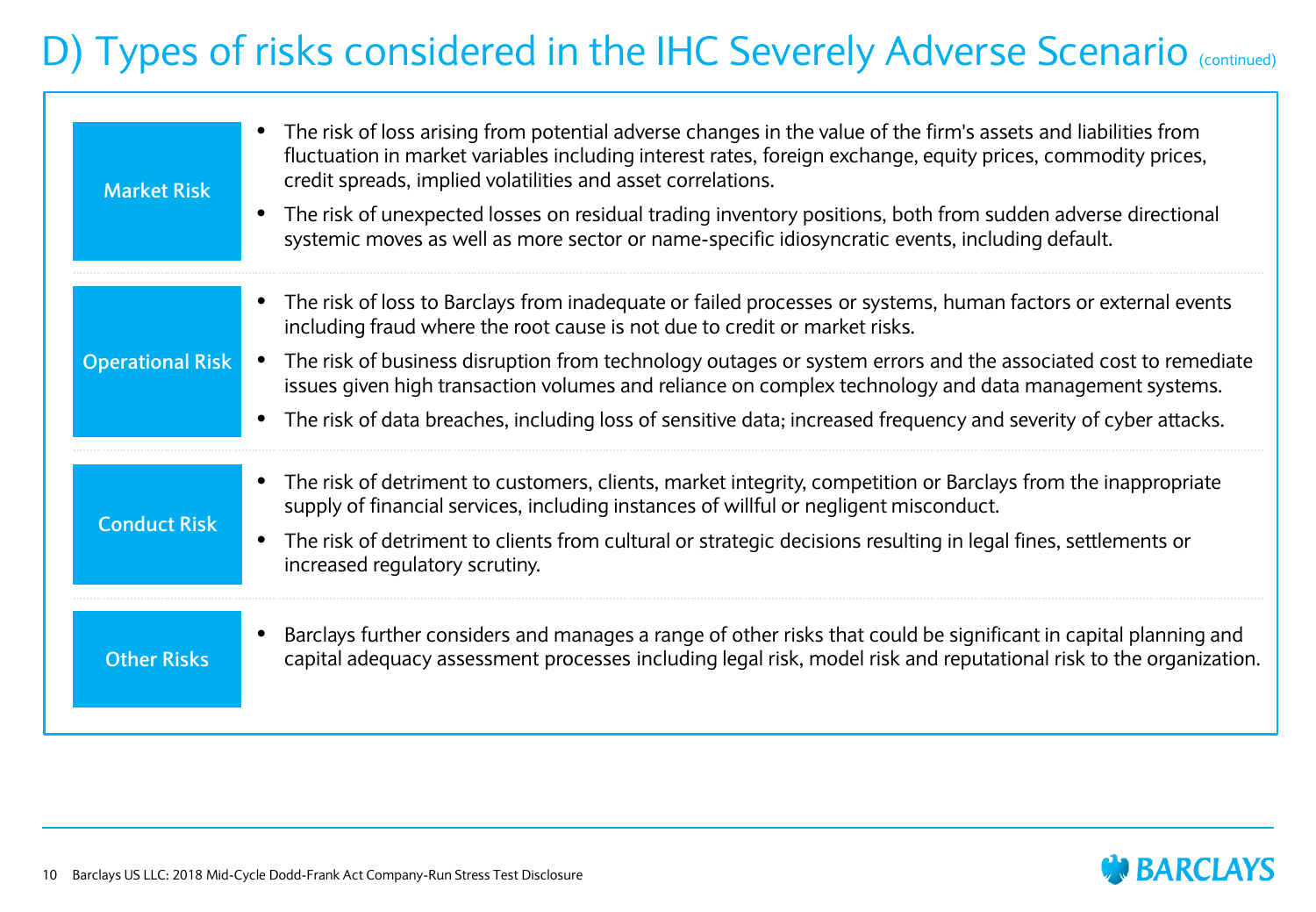# D) Types of risks considered in the IHC Severely Adverse Scenario (continued)

| Risk Type | Description |
| --- | --- |
| Market Risk | • The risk of loss arising from potential adverse changes in the value of the firm's assets and liabilities from fluctuation in market variables including interest rates, foreign exchange, equity prices, commodity prices, credit spreads, implied volatilities and asset correlations.<br>• The risk of unexpected losses on residual trading inventory positions, both from sudden adverse directional systemic moves as well as more sector or name-specific idiosyncratic events, including default. |
| Operational Risk | • The risk of loss to Barclays from inadequate or failed processes or systems, human factors or external events including fraud where the root cause is not due to credit or market risks.<br>• The risk of business disruption from technology outages or system errors and the associated cost to remediate issues given high transaction volumes and reliance on complex technology and data management systems.<br>• The risk of data breaches, including loss of sensitive data; increased frequency and severity of cyber attacks. |
| Conduct Risk | • The risk of detriment to customers, clients, market integrity, competition or Barclays from the inappropriate supply of financial services, including instances of willful or negligent misconduct.<br>• The risk of detriment to clients from cultural or strategic decisions resulting in legal fines, settlements or increased regulatory scrutiny. |
| Other Risks | • Barclays further considers and manages a range of other risks that could be significant in capital planning and capital adequacy assessment processes including legal risk, model risk and reputational risk to the organization. |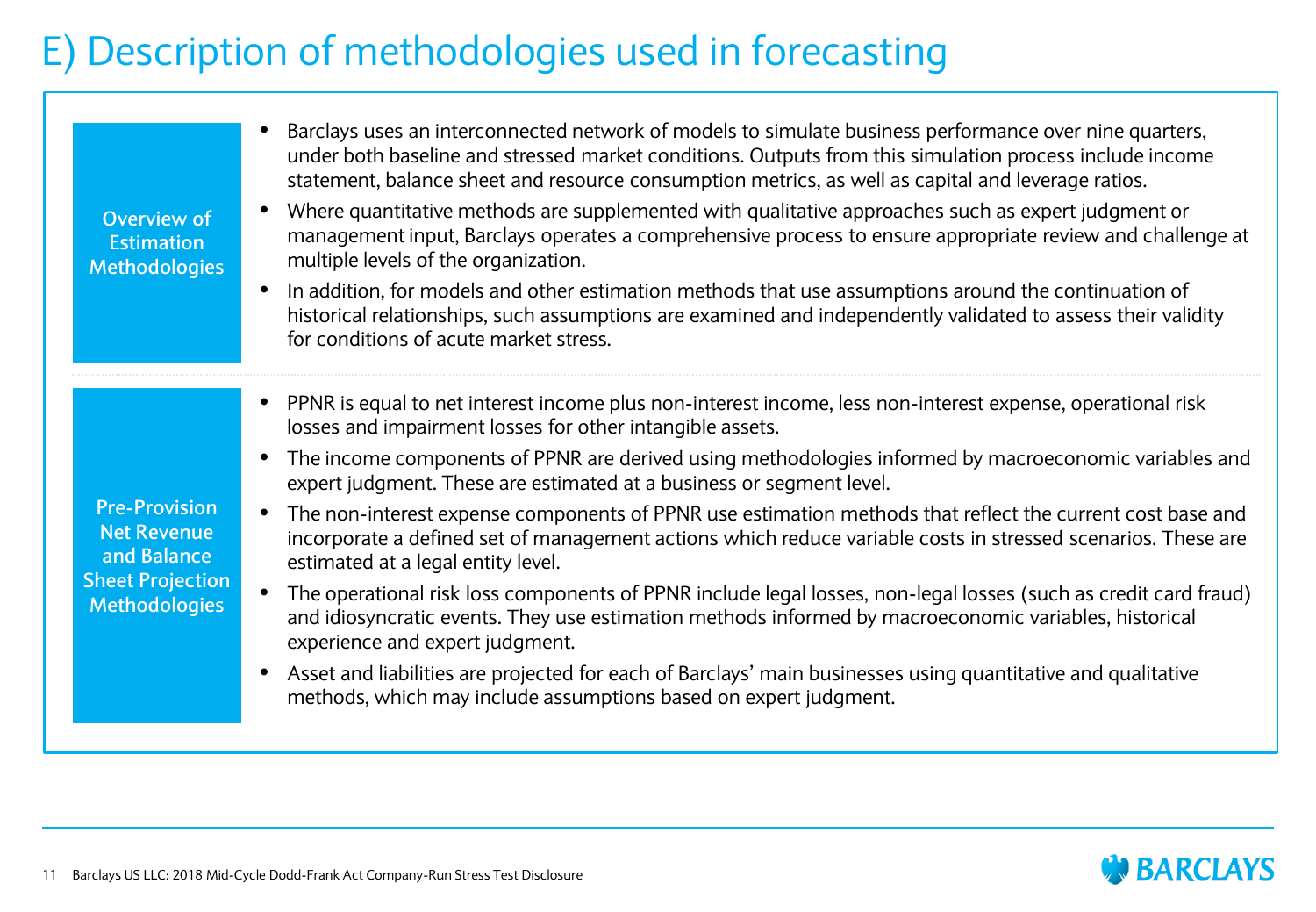# E) Description of methodologies used in forecasting

## Overview of Estimation Methodologies

- Barclays uses an interconnected network of models to simulate business performance over nine quarters, under both baseline and stressed market conditions. Outputs from this simulation process include income statement, balance sheet and resource consumption metrics, as well as capital and leverage ratios.
- Where quantitative methods are supplemented with qualitative approaches such as expert judgment or management input, Barclays operates a comprehensive process to ensure appropriate review and challenge at multiple levels of the organization.
- In addition, for models and other estimation methods that use assumptions around the continuation of historical relationships, such assumptions are examined and independently validated to assess their validity for conditions of acute market stress.

## Pre-Provision Net Revenue and Balance Sheet Projection Methodologies

- PPNR is equal to net interest income plus non-interest income, less non-interest expense, operational risk losses and impairment losses for other intangible assets.
- The income components of PPNR are derived using methodologies informed by macroeconomic variables and expert judgment. These are estimated at a business or segment level.
- The non-interest expense components of PPNR use estimation methods that reflect the current cost base and incorporate a defined set of management actions which reduce variable costs in stressed scenarios. These are estimated at a legal entity level.
- The operational risk loss components of PPNR include legal losses, non-legal losses (such as credit card fraud) and idiosyncratic events. They use estimation methods informed by macroeconomic variables, historical experience and expert judgment.
- Asset and liabilities are projected for each of Barclays' main businesses using quantitative and qualitative methods, which may include assumptions based on expert judgment.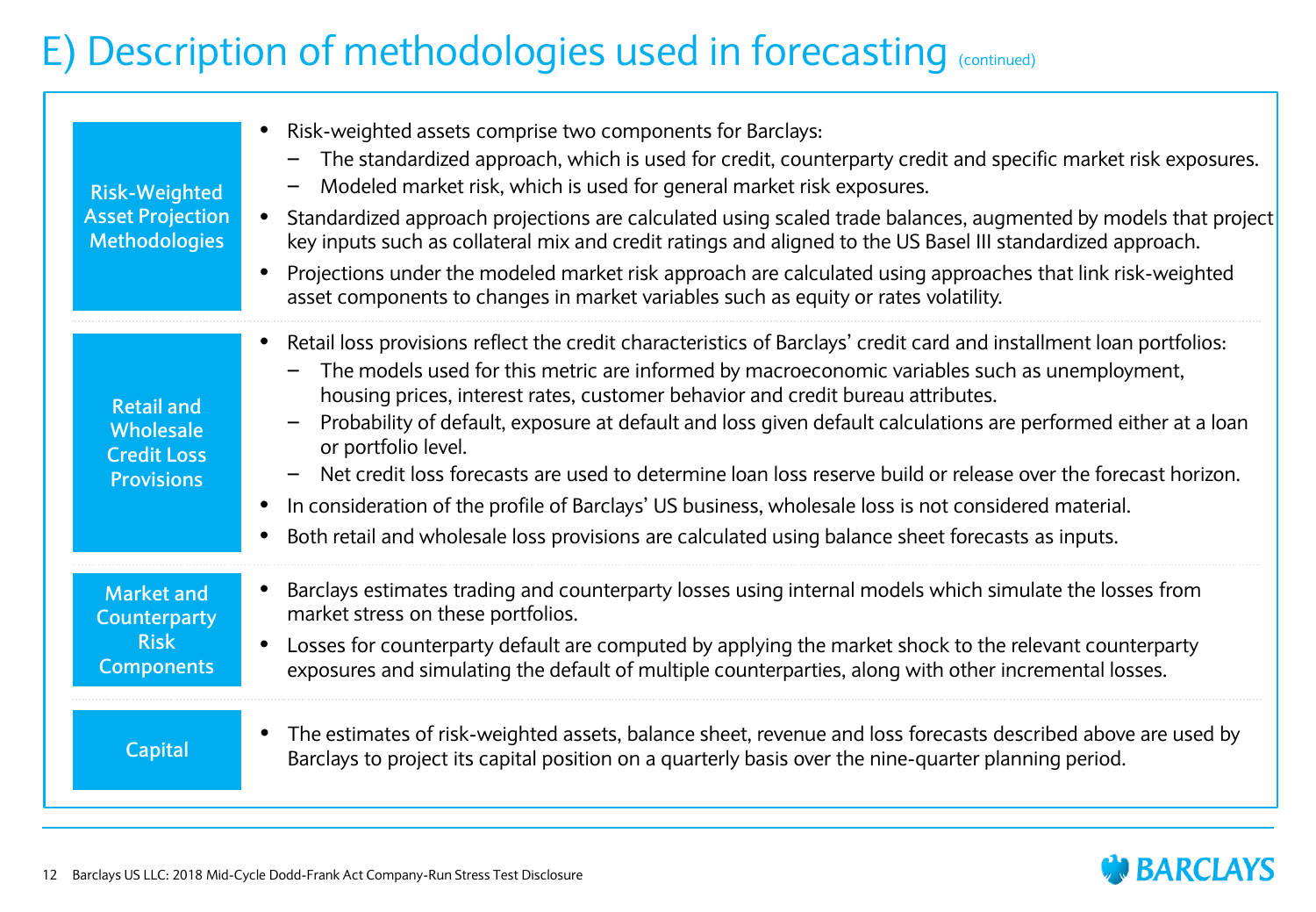# E) Description of methodologies used in forecasting (continued)

### Risk-Weighted Asset Projection Methodologies

- Risk-weighted assets comprise two components for Barclays:
  - The standardized approach, which is used for credit, counterparty credit and specific market risk exposures.
  - Modeled market risk, which is used for general market risk exposures.
- Standardized approach projections are calculated using scaled trade balances, augmented by models that project key inputs such as collateral mix and credit ratings and aligned to the US Basel III standardized approach.
- Projections under the modeled market risk approach are calculated using approaches that link risk-weighted asset components to changes in market variables such as equity or rates volatility.

### Retail and Wholesale Credit Loss Provisions

- Retail loss provisions reflect the credit characteristics of Barclays' credit card and installment loan portfolios:
  - The models used for this metric are informed by macroeconomic variables such as unemployment, housing prices, interest rates, customer behavior and credit bureau attributes.
  - Probability of default, exposure at default and loss given default calculations are performed either at a loan or portfolio level.
  - Net credit loss forecasts are used to determine loan loss reserve build or release over the forecast horizon.
- In consideration of the profile of Barclays' US business, wholesale loss is not considered material.
- Both retail and wholesale loss provisions are calculated using balance sheet forecasts as inputs.

### Market and Counterparty Risk Components

- Barclays estimates trading and counterparty losses using internal models which simulate the losses from market stress on these portfolios.
- Losses for counterparty default are computed by applying the market shock to the relevant counterparty exposures and simulating the default of multiple counterparties, along with other incremental losses.

### Capital

- The estimates of risk-weighted assets, balance sheet, revenue and loss forecasts described above are used by Barclays to project its capital position on a quarterly basis over the nine-quarter planning period.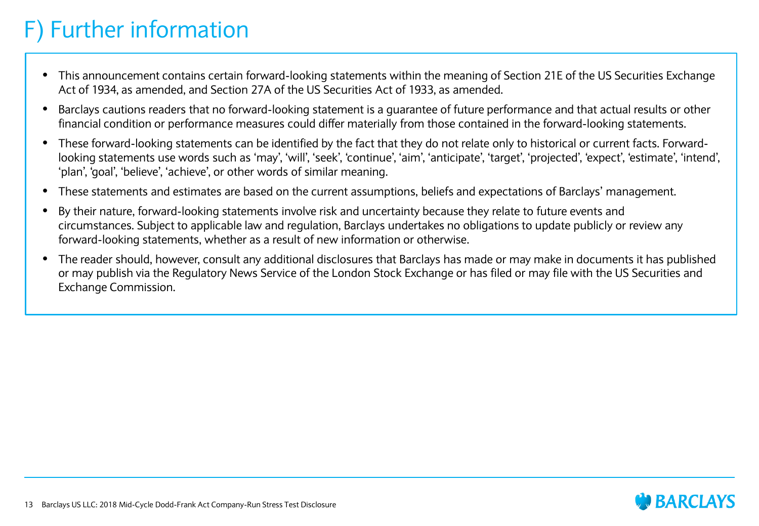# F) Further information

- This announcement contains certain forward-looking statements within the meaning of Section 21E of the US Securities Exchange Act of 1934, as amended, and Section 27A of the US Securities Act of 1933, as amended.
- Barclays cautions readers that no forward-looking statement is a guarantee of future performance and that actual results or other financial condition or performance measures could differ materially from those contained in the forward-looking statements.
- These forward-looking statements can be identified by the fact that they do not relate only to historical or current facts. Forward-looking statements use words such as 'may', 'will', 'seek', 'continue', 'aim', 'anticipate', 'target', 'projected', 'expect', 'estimate', 'intend', 'plan', 'goal', 'believe', 'achieve', or other words of similar meaning.
- These statements and estimates are based on the current assumptions, beliefs and expectations of Barclays' management.
- By their nature, forward-looking statements involve risk and uncertainty because they relate to future events and circumstances. Subject to applicable law and regulation, Barclays undertakes no obligations to update publicly or review any forward-looking statements, whether as a result of new information or otherwise.
- The reader should, however, consult any additional disclosures that Barclays has made or may make in documents it has published or may publish via the Regulatory News Service of the London Stock Exchange or has filed or may file with the US Securities and Exchange Commission.